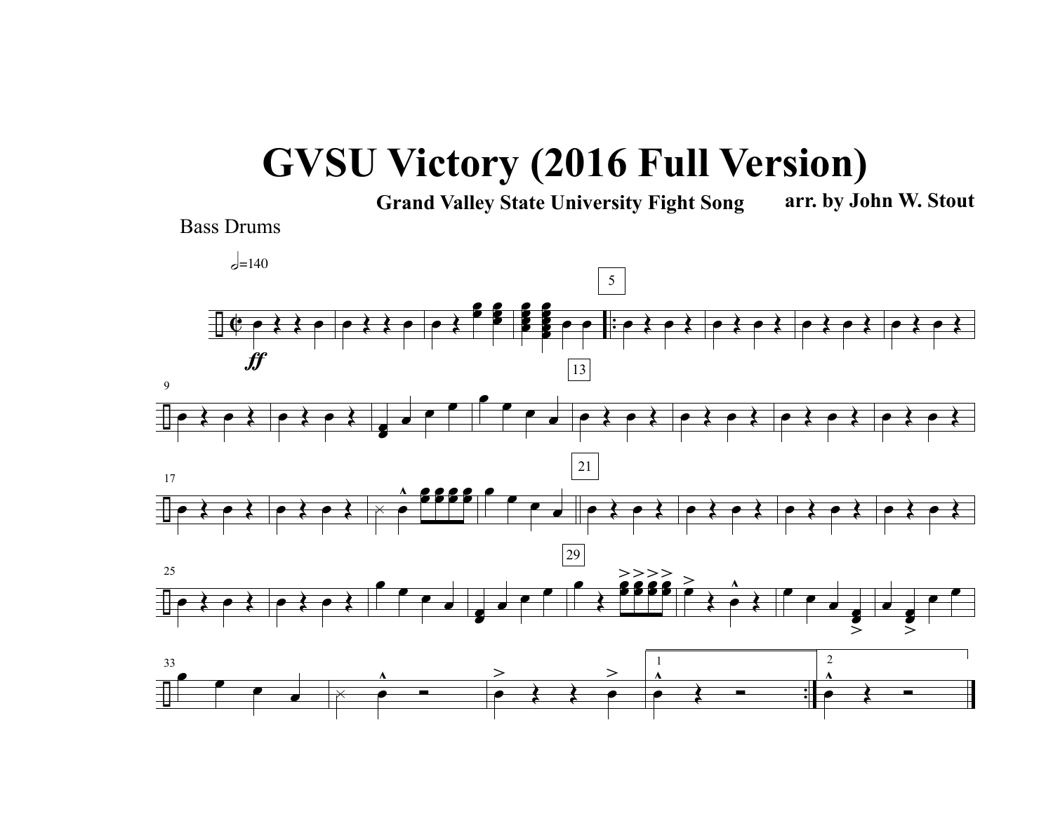# GVSU Victory (2016 Full Version)

**Grand Valley State University Fight Song** **arr. by John W. Stout**

Bass Drums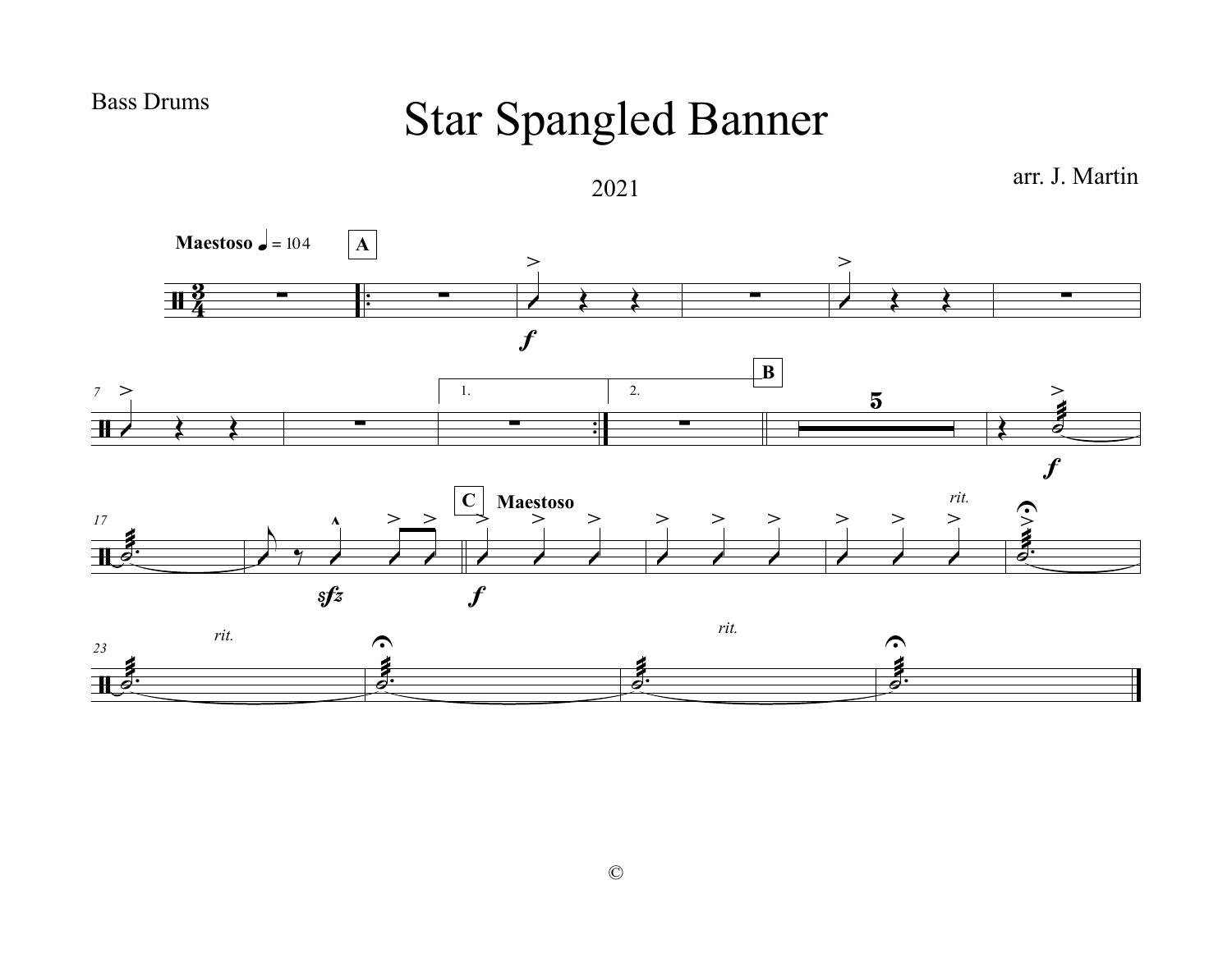Bass Drums

# Star Spangled Banner

2021

arr. J. Martin

©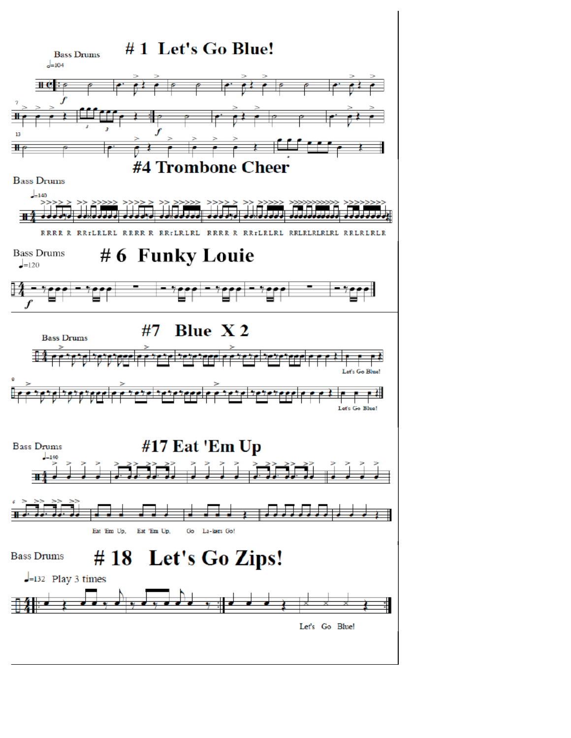# #1 Let's Go Blue!

Bass Drums

𝅗𝅥=104

# #4 Trombone Cheer

Bass Drums

♩=140

RRRR R RRrLRLRL RRRR R RRrLRLRL RRRR R RRrLRLRL RRLRLRLRLRL RRLRLRLR

# #6 Funky Louie

Bass Drums

♩=120

# #7 Blue X 2

Bass Drums

Let's Go Blue!

Let's Go Blue!

# #17 Eat 'Em Up

Bass Drums

♩=140

Eat 'Em Up, Eat 'Em Up, Go La-kers Go!

# #18 Let's Go Zips!

Bass Drums

♩=132 Play 3 times

Let's Go Blue!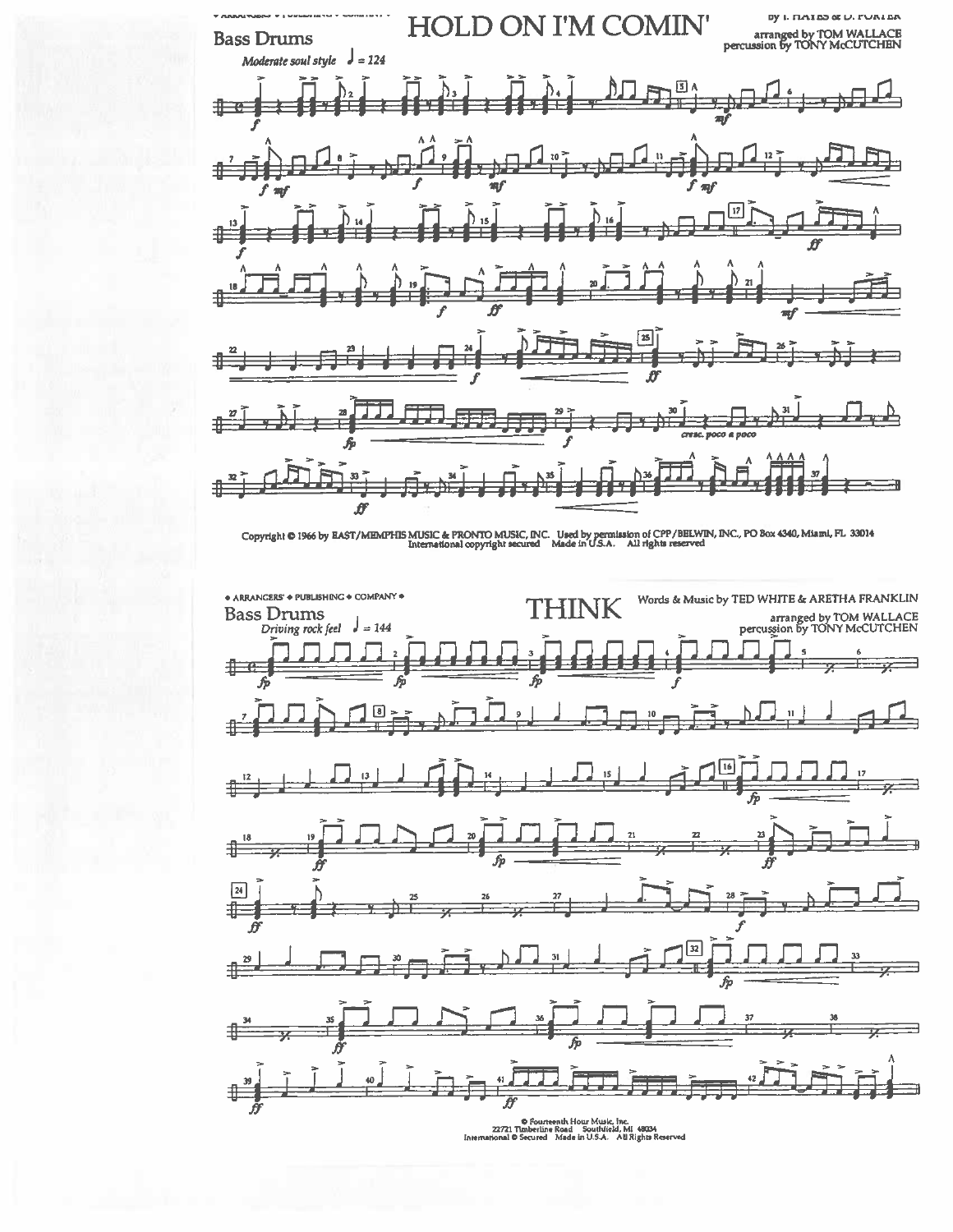ARRANGERS' • PUBLISHING • COMPANY •

Bass Drums

# HOLD ON I'M COMIN'

by I. HAYES & D. PORTER

arranged by TOM WALLACE
percussion by TONY McCUTCHEN

*Moderate soul style* ♩ = 124

Copyright © 1966 by EAST/MEMPHIS MUSIC & PRONTO MUSIC, INC. Used by permission of CPP/BELWIN, INC., PO Box 4340, Miami, FL 33014
International copyright secured Made in U.S.A. All rights reserved

• ARRANGERS' • PUBLISHING • COMPANY •

Bass Drums

# THINK

Words & Music by TED WHITE & ARETHA FRANKLIN

arranged by TOM WALLACE
percussion by TONY McCUTCHEN

*Driving rock feel* ♩ = 144

© Fourteenth Hour Music, Inc.
22721 Timberline Road Southfield, MI 48034
International © Secured Made in U.S.A. All Rights Reserved